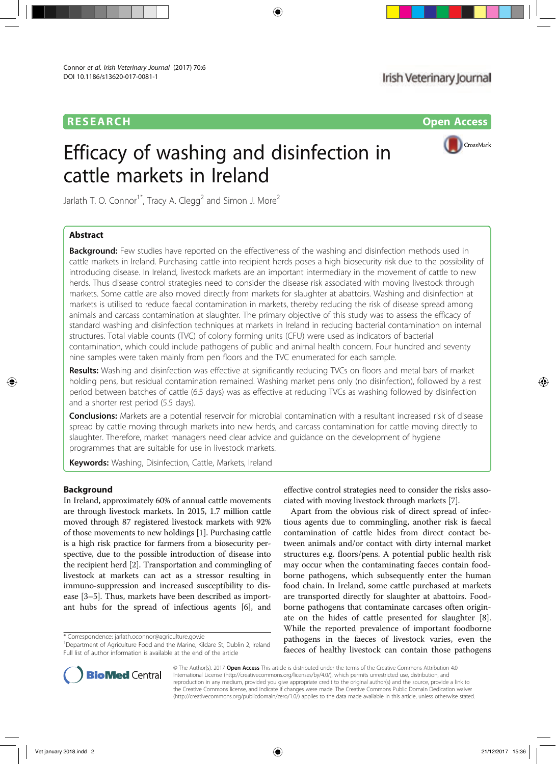RESEARCH

Open Access

# Efficacy of washing and disinfection in cattle markets in Ireland

Jarlath T. O. Connor[1*], Tracy A. Clegg[2] and Simon J. More[2]

## Abstract

**Background:** Few studies have reported on the effectiveness of the washing and disinfection methods used in cattle markets in Ireland. Purchasing cattle into recipient herds poses a high biosecurity risk due to the possibility of introducing disease. In Ireland, livestock markets are an important intermediary in the movement of cattle to new herds. Thus disease control strategies need to consider the disease risk associated with moving livestock through markets. Some cattle are also moved directly from markets for slaughter at abattoirs. Washing and disinfection at markets is utilised to reduce faecal contamination in markets, thereby reducing the risk of disease spread among animals and carcass contamination at slaughter. The primary objective of this study was to assess the efficacy of standard washing and disinfection techniques at markets in Ireland in reducing bacterial contamination on internal structures. Total viable counts (TVC) of colony forming units (CFU) were used as indicators of bacterial contamination, which could include pathogens of public and animal health concern. Four hundred and seventy nine samples were taken mainly from pen floors and the TVC enumerated for each sample.

**Results:** Washing and disinfection was effective at significantly reducing TVCs on floors and metal bars of market holding pens, but residual contamination remained. Washing market pens only (no disinfection), followed by a rest period between batches of cattle (6.5 days) was as effective at reducing TVCs as washing followed by disinfection and a shorter rest period (5.5 days).

**Conclusions:** Markets are a potential reservoir for microbial contamination with a resultant increased risk of disease spread by cattle moving through markets into new herds, and carcass contamination for cattle moving directly to slaughter. Therefore, market managers need clear advice and guidance on the development of hygiene programmes that are suitable for use in livestock markets.

**Keywords:** Washing, Disinfection, Cattle, Markets, Ireland

## Background

In Ireland, approximately 60% of annual cattle movements are through livestock markets. In 2015, 1.7 million cattle moved through 87 registered livestock markets with 92% of those movements to new holdings [1]. Purchasing cattle is a high risk practice for farmers from a biosecurity perspective, due to the possible introduction of disease into the recipient herd [2]. Transportation and commingling of livestock at markets can act as a stressor resulting in immuno-suppression and increased susceptibility to disease [3–5]. Thus, markets have been described as important hubs for the spread of infectious agents [6], and effective control strategies need to consider the risks associated with moving livestock through markets [7].

Apart from the obvious risk of direct spread of infectious agents due to commingling, another risk is faecal contamination of cattle hides from direct contact between animals and/or contact with dirty internal market structures e.g. floors/pens. A potential public health risk may occur when the contaminating faeces contain foodborne pathogens, which subsequently enter the human food chain. In Ireland, some cattle purchased at markets are transported directly for slaughter at abattoirs. Foodborne pathogens that contaminate carcases often originate on the hides of cattle presented for slaughter [8]. While the reported prevalence of important foodborne pathogens in the faeces of livestock varies, even the faeces of healthy livestock can contain those pathogens

* Correspondence: jarlath.oconnor@agriculture.gov.ie
[1]Department of Agriculture Food and the Marine, Kildare St, Dublin 2, Ireland
Full list of author information is available at the end of the article

© The Author(s). 2017 **Open Access** This article is distributed under the terms of the Creative Commons Attribution 4.0 International License (http://creativecommons.org/licenses/by/4.0/), which permits unrestricted use, distribution, and reproduction in any medium, provided you give appropriate credit to the original author(s) and the source, provide a link to the Creative Commons license, and indicate if changes were made. The Creative Commons Public Domain Dedication waiver (http://creativecommons.org/publicdomain/zero/1.0/) applies to the data made available in this article, unless otherwise stated.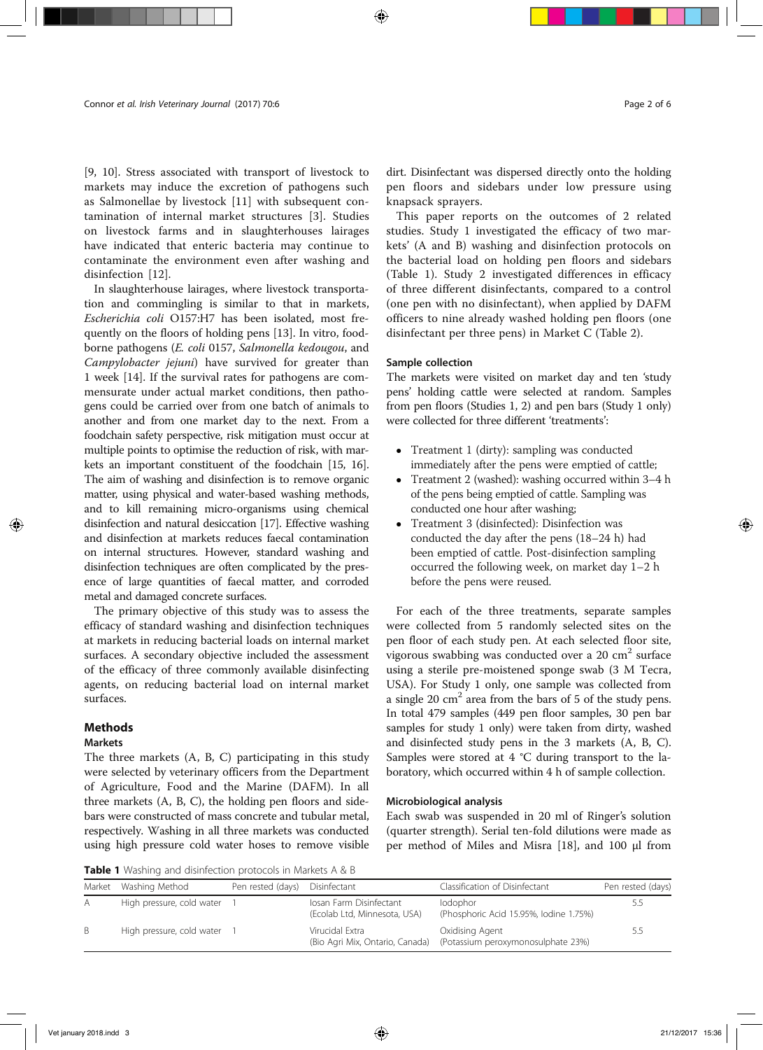[9, 10]. Stress associated with transport of livestock to markets may induce the excretion of pathogens such as Salmonellae by livestock [11] with subsequent contamination of internal market structures [3]. Studies on livestock farms and in slaughterhouses lairages have indicated that enteric bacteria may continue to contaminate the environment even after washing and disinfection [12].

In slaughterhouse lairages, where livestock transportation and commingling is similar to that in markets, *Escherichia coli* O157:H7 has been isolated, most frequently on the floors of holding pens [13]. In vitro, foodborne pathogens (*E. coli* 0157, *Salmonella kedougou*, and *Campylobacter jejuni*) have survived for greater than 1 week [14]. If the survival rates for pathogens are commensurate under actual market conditions, then pathogens could be carried over from one batch of animals to another and from one market day to the next. From a foodchain safety perspective, risk mitigation must occur at multiple points to optimise the reduction of risk, with markets an important constituent of the foodchain [15, 16]. The aim of washing and disinfection is to remove organic matter, using physical and water-based washing methods, and to kill remaining micro-organisms using chemical disinfection and natural desiccation [17]. Effective washing and disinfection at markets reduces faecal contamination on internal structures. However, standard washing and disinfection techniques are often complicated by the presence of large quantities of faecal matter, and corroded metal and damaged concrete surfaces.

The primary objective of this study was to assess the efficacy of standard washing and disinfection techniques at markets in reducing bacterial loads on internal market surfaces. A secondary objective included the assessment of the efficacy of three commonly available disinfecting agents, on reducing bacterial load on internal market surfaces.

## Methods

### Markets

The three markets (A, B, C) participating in this study were selected by veterinary officers from the Department of Agriculture, Food and the Marine (DAFM). In all three markets (A, B, C), the holding pen floors and sidebars were constructed of mass concrete and tubular metal, respectively. Washing in all three markets was conducted using high pressure cold water hoses to remove visible dirt. Disinfectant was dispersed directly onto the holding pen floors and sidebars under low pressure using knapsack sprayers.

This paper reports on the outcomes of 2 related studies. Study 1 investigated the efficacy of two markets' (A and B) washing and disinfection protocols on the bacterial load on holding pen floors and sidebars (Table 1). Study 2 investigated differences in efficacy of three different disinfectants, compared to a control (one pen with no disinfectant), when applied by DAFM officers to nine already washed holding pen floors (one disinfectant per three pens) in Market C (Table 2).

### Sample collection

The markets were visited on market day and ten 'study pens' holding cattle were selected at random. Samples from pen floors (Studies 1, 2) and pen bars (Study 1 only) were collected for three different 'treatments':

- Treatment 1 (dirty): sampling was conducted immediately after the pens were emptied of cattle;
- Treatment 2 (washed): washing occurred within 3–4 h of the pens being emptied of cattle. Sampling was conducted one hour after washing;
- Treatment 3 (disinfected): Disinfection was conducted the day after the pens (18–24 h) had been emptied of cattle. Post-disinfection sampling occurred the following week, on market day 1–2 h before the pens were reused.

For each of the three treatments, separate samples were collected from 5 randomly selected sites on the pen floor of each study pen. At each selected floor site, vigorous swabbing was conducted over a 20 cm$^2$ surface using a sterile pre-moistened sponge swab (3 M Tecra, USA). For Study 1 only, one sample was collected from a single 20 cm$^2$ area from the bars of 5 of the study pens. In total 479 samples (449 pen floor samples, 30 pen bar samples for study 1 only) were taken from dirty, washed and disinfected study pens in the 3 markets (A, B, C). Samples were stored at 4 °C during transport to the laboratory, which occurred within 4 h of sample collection.

### Microbiological analysis

Each swab was suspended in 20 ml of Ringer's solution (quarter strength). Serial ten-fold dilutions were made as per method of Miles and Misra [18], and 100 μl from

**Table 1** Washing and disinfection protocols in Markets A & B

| Market | Washing Method | Pen rested (days) | Disinfectant | Classification of Disinfectant | Pen rested (days) |
|---|---|---|---|---|---|
| A | High pressure, cold water | 1 | Iosan Farm Disinfectant (Ecolab Ltd, Minnesota, USA) | Iodophor (Phosphoric Acid 15.95%, Iodine 1.75%) | 5.5 |
| B | High pressure, cold water | 1 | Virucidal Extra (Bio Agri Mix, Ontario, Canada) | Oxidising Agent (Potassium peroxymonosulphate 23%) | 5.5 |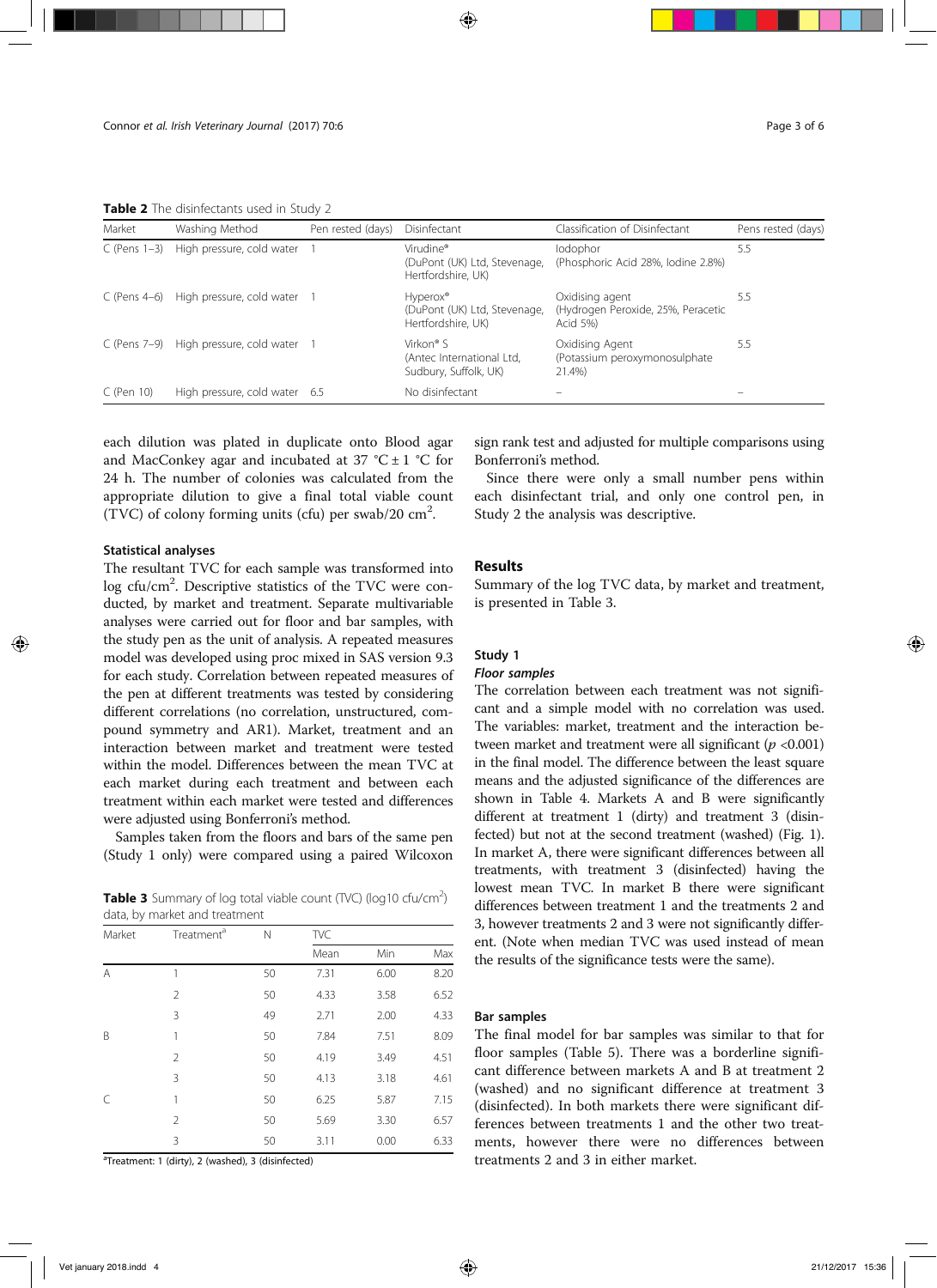**Table 2** The disinfectants used in Study 2

| Market | Washing Method | Pen rested (days) | Disinfectant | Classification of Disinfectant | Pens rested (days) |
|---|---|---|---|---|---|
| C (Pens 1–3) | High pressure, cold water | 1 | Virudine® (DuPont (UK) Ltd, Stevenage, Hertfordshire, UK) | Iodophor (Phosphoric Acid 28%, Iodine 2.8%) | 5.5 |
| C (Pens 4–6) | High pressure, cold water | 1 | Hyperox® (DuPont (UK) Ltd, Stevenage, Hertfordshire, UK) | Oxidising agent (Hydrogen Peroxide, 25%, Peracetic Acid 5%) | 5.5 |
| C (Pens 7–9) | High pressure, cold water | 1 | Virkon® S (Antec International Ltd, Sudbury, Suffolk, UK) | Oxidising Agent (Potassium peroxymonosulphate 21.4%) | 5.5 |
| C (Pen 10) | High pressure, cold water | 6.5 | No disinfectant | – | – |

each dilution was plated in duplicate onto Blood agar and MacConkey agar and incubated at 37 °C ± 1 °C for 24 h. The number of colonies was calculated from the appropriate dilution to give a final total viable count (TVC) of colony forming units (cfu) per swab/20 $cm^2$.

#### Statistical analyses

The resultant TVC for each sample was transformed into log cfu/$cm^2$. Descriptive statistics of the TVC were conducted, by market and treatment. Separate multivariable analyses were carried out for floor and bar samples, with the study pen as the unit of analysis. A repeated measures model was developed using proc mixed in SAS version 9.3 for each study. Correlation between repeated measures of the pen at different treatments was tested by considering different correlations (no correlation, unstructured, compound symmetry and AR1). Market, treatment and an interaction between market and treatment were tested within the model. Differences between the mean TVC at each market during each treatment and between each treatment within each market were tested and differences were adjusted using Bonferroni's method.

Samples taken from the floors and bars of the same pen (Study 1 only) were compared using a paired Wilcoxon sign rank test and adjusted for multiple comparisons using Bonferroni's method.

Since there were only a small number pens within each disinfectant trial, and only one control pen, in Study 2 the analysis was descriptive.

**Table 3** Summary of log total viable count (TVC) (log10 cfu/$cm^2$) data, by market and treatment

| Market | Treatment[a] | N | TVC | | |
|---|---|---|---|---|---|
| | | | Mean | Min | Max |
| A | 1 | 50 | 7.31 | 6.00 | 8.20 |
| | 2 | 50 | 4.33 | 3.58 | 6.52 |
| | 3 | 49 | 2.71 | 2.00 | 4.33 |
| B | 1 | 50 | 7.84 | 7.51 | 8.09 |
| | 2 | 50 | 4.19 | 3.49 | 4.51 |
| | 3 | 50 | 4.13 | 3.18 | 4.61 |
| C | 1 | 50 | 6.25 | 5.87 | 7.15 |
| | 2 | 50 | 5.69 | 3.30 | 6.57 |
| | 3 | 50 | 3.11 | 0.00 | 6.33 |

[a]Treatment: 1 (dirty), 2 (washed), 3 (disinfected)

## Results

Summary of the log TVC data, by market and treatment, is presented in Table 3.

### Study 1

#### *Floor samples*

The correlation between each treatment was not significant and a simple model with no correlation was used. The variables: market, treatment and the interaction between market and treatment were all significant ($p$ <0.001) in the final model. The difference between the least square means and the adjusted significance of the differences are shown in Table 4. Markets A and B were significantly different at treatment 1 (dirty) and treatment 3 (disinfected) but not at the second treatment (washed) (Fig. 1). In market A, there were significant differences between all treatments, with treatment 3 (disinfected) having the lowest mean TVC. In market B there were significant differences between treatment 1 and the treatments 2 and 3, however treatments 2 and 3 were not significantly different. (Note when median TVC was used instead of mean the results of the significance tests were the same).

#### *Bar samples*

The final model for bar samples was similar to that for floor samples (Table 5). There was a borderline significant difference between markets A and B at treatment 2 (washed) and no significant difference at treatment 3 (disinfected). In both markets there were significant differences between treatments 1 and the other two treatments, however there were no differences between treatments 2 and 3 in either market.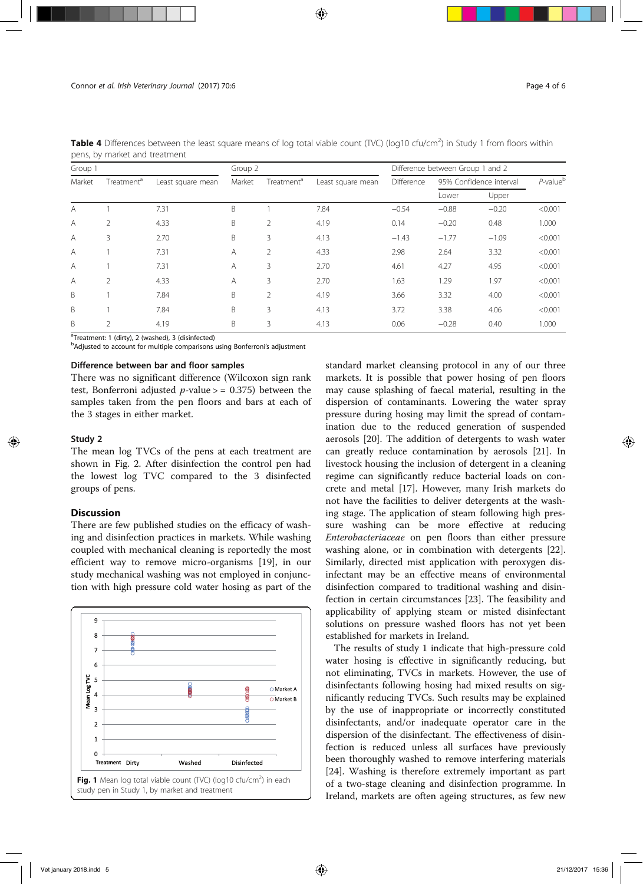**Table 4** Differences between the least square means of log total viable count (TVC) (log10 cfu/cm$^2$) in Study 1 from floors within pens, by market and treatment

| Group 1 | | | Group 2 | | | Difference between Group 1 and 2 | | | |
|---|---|---|---|---|---|---|---|---|---|
| Market | Treatment[a] | Least square mean | Market | Treatment[a] | Least square mean | Difference | 95% Confidence interval | | P-value[b] |
| | | | | | | | Lower | Upper | |
| A | 1 | 7.31 | B | 1 | 7.84 | −0.54 | −0.88 | −0.20 | <0.001 |
| A | 2 | 4.33 | B | 2 | 4.19 | 0.14 | −0.20 | 0.48 | 1.000 |
| A | 3 | 2.70 | B | 3 | 4.13 | −1.43 | −1.77 | −1.09 | <0.001 |
| A | 1 | 7.31 | A | 2 | 4.33 | 2.98 | 2.64 | 3.32 | <0.001 |
| A | 1 | 7.31 | A | 3 | 2.70 | 4.61 | 4.27 | 4.95 | <0.001 |
| A | 2 | 4.33 | A | 3 | 2.70 | 1.63 | 1.29 | 1.97 | <0.001 |
| B | 1 | 7.84 | B | 2 | 4.19 | 3.66 | 3.32 | 4.00 | <0.001 |
| B | 1 | 7.84 | B | 3 | 4.13 | 3.72 | 3.38 | 4.06 | <0.001 |
| B | 2 | 4.19 | B | 3 | 4.13 | 0.06 | −0.28 | 0.40 | 1.000 |

[a]Treatment: 1 (dirty), 2 (washed), 3 (disinfected)

[b]Adjusted to account for multiple comparisons using Bonferroni's adjustment

### Difference between bar and floor samples

There was no significant difference (Wilcoxon sign rank test, Bonferroni adjusted $p$-value > = 0.375) between the samples taken from the pen floors and bars at each of the 3 stages in either market.

### Study 2

The mean log TVCs of the pens at each treatment are shown in Fig. 2. After disinfection the control pen had the lowest log TVC compared to the 3 disinfected groups of pens.

## Discussion

There are few published studies on the efficacy of washing and disinfection practices in markets. While washing coupled with mechanical cleaning is reportedly the most efficient way to remove micro-organisms [19], in our study mechanical washing was not employed in conjunction with high pressure cold water hosing as part of the standard market cleansing protocol in any of our three markets. It is possible that power hosing of pen floors may cause splashing of faecal material, resulting in the dispersion of contaminants. Lowering the water spray pressure during hosing may limit the spread of contamination due to the reduced generation of suspended aerosols [20]. The addition of detergents to wash water can greatly reduce contamination by aerosols [21]. In livestock housing the inclusion of detergent in a cleaning regime can significantly reduce bacterial loads on concrete and metal [17]. However, many Irish markets do not have the facilities to deliver detergents at the washing stage. The application of steam following high pressure washing can be more effective at reducing *Enterobacteriaceae* on pen floors than either pressure washing alone, or in combination with detergents [22]. Similarly, directed mist application with peroxygen disinfectant may be an effective means of environmental disinfection compared to traditional washing and disinfection in certain circumstances [23]. The feasibility and applicability of applying steam or misted disinfectant solutions on pressure washed floors has not yet been established for markets in Ireland.

The results of study 1 indicate that high-pressure cold water hosing is effective in significantly reducing, but not eliminating, TVCs in markets. However, the use of disinfectants following hosing had mixed results on significantly reducing TVCs. Such results may be explained by the use of inappropriate or incorrectly constituted disinfectants, and/or inadequate operator care in the dispersion of the disinfectant. The effectiveness of disinfection is reduced unless all surfaces have previously been thoroughly washed to remove interfering materials [24]. Washing is therefore extremely important as part of a two-stage cleaning and disinfection programme. In Ireland, markets are often ageing structures, as few new

**Fig. 1** Mean log total viable count (TVC) (log10 cfu/cm$^2$) in each study pen in Study 1, by market and treatment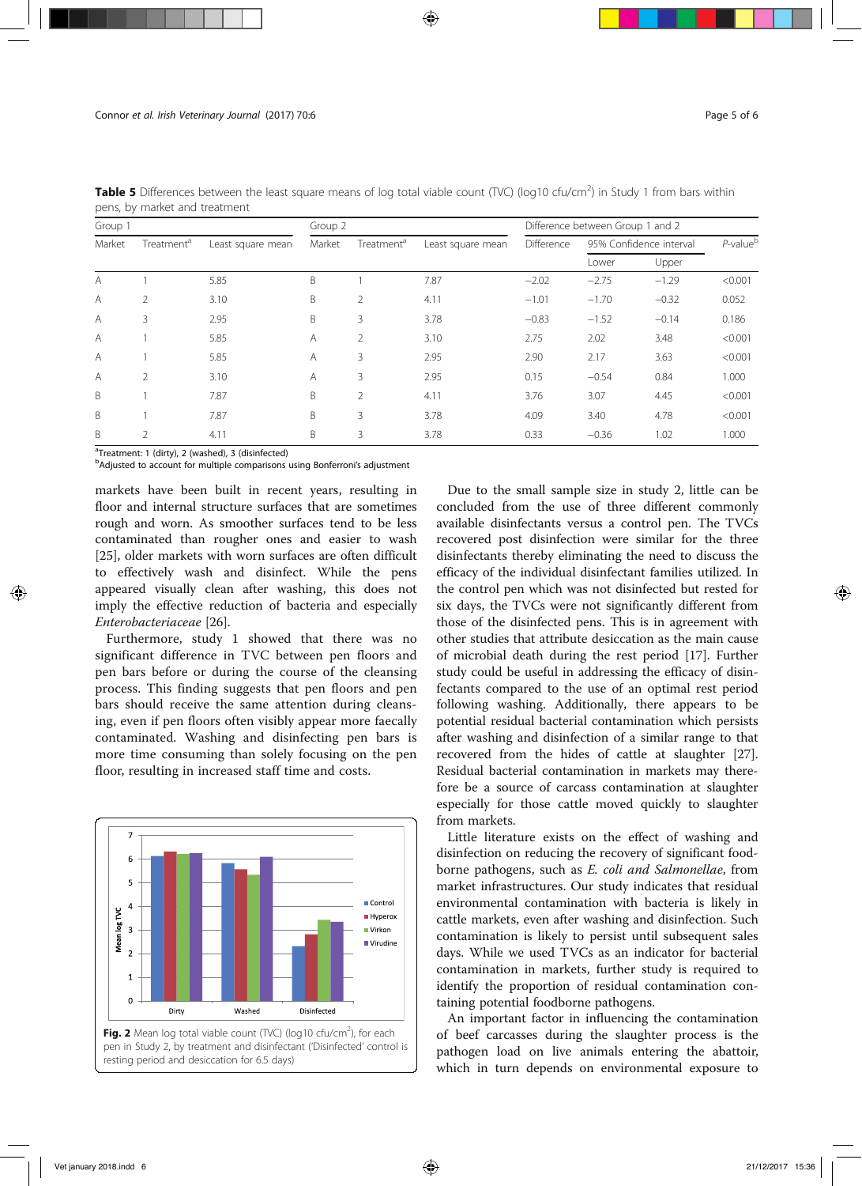**Table 5** Differences between the least square means of log total viable count (TVC) (log10 cfu/cm$^2$) in Study 1 from bars within pens, by market and treatment

| Group 1 | | | Group 2 | | | Difference between Group 1 and 2 | | | |
|---|---|---|---|---|---|---|---|---|---|
| Market | Treatment[a] | Least square mean | Market | Treatment[a] | Least square mean | Difference | 95% Confidence interval | | P-value[b] |
| | | | | | | | Lower | Upper | |
| A | 1 | 5.85 | B | 1 | 7.87 | −2.02 | −2.75 | −1.29 | <0.001 |
| A | 2 | 3.10 | B | 2 | 4.11 | −1.01 | −1.70 | −0.32 | 0.052 |
| A | 3 | 2.95 | B | 3 | 3.78 | −0.83 | −1.52 | −0.14 | 0.186 |
| A | 1 | 5.85 | A | 2 | 3.10 | 2.75 | 2.02 | 3.48 | <0.001 |
| A | 1 | 5.85 | A | 3 | 2.95 | 2.90 | 2.17 | 3.63 | <0.001 |
| A | 2 | 3.10 | A | 3 | 2.95 | 0.15 | −0.54 | 0.84 | 1.000 |
| B | 1 | 7.87 | B | 2 | 4.11 | 3.76 | 3.07 | 4.45 | <0.001 |
| B | 1 | 7.87 | B | 3 | 3.78 | 4.09 | 3.40 | 4.78 | <0.001 |
| B | 2 | 4.11 | B | 3 | 3.78 | 0.33 | −0.36 | 1.02 | 1.000 |

[a]Treatment: 1 (dirty), 2 (washed), 3 (disinfected)
[b]Adjusted to account for multiple comparisons using Bonferroni's adjustment

markets have been built in recent years, resulting in floor and internal structure surfaces that are sometimes rough and worn. As smoother surfaces tend to be less contaminated than rougher ones and easier to wash [25], older markets with worn surfaces are often difficult to effectively wash and disinfect. While the pens appeared visually clean after washing, this does not imply the effective reduction of bacteria and especially *Enterobacteriaceae* [26].

Furthermore, study 1 showed that there was no significant difference in TVC between pen floors and pen bars before or during the course of the cleansing process. This finding suggests that pen floors and pen bars should receive the same attention during cleansing, even if pen floors often visibly appear more faecally contaminated. Washing and disinfecting pen bars is more time consuming than solely focusing on the pen floor, resulting in increased staff time and costs.

**Fig. 2** Mean log total viable count (TVC) (log10 cfu/cm$^2$), for each pen in Study 2, by treatment and disinfectant ('Disinfected' control is resting period and desiccation for 6.5 days)

Due to the small sample size in study 2, little can be concluded from the use of three different commonly available disinfectants versus a control pen. The TVCs recovered post disinfection were similar for the three disinfectants thereby eliminating the need to discuss the efficacy of the individual disinfectant families utilized. In the control pen which was not disinfected but rested for six days, the TVCs were not significantly different from those of the disinfected pens. This is in agreement with other studies that attribute desiccation as the main cause of microbial death during the rest period [17]. Further study could be useful in addressing the efficacy of disinfectants compared to the use of an optimal rest period following washing. Additionally, there appears to be potential residual bacterial contamination which persists after washing and disinfection of a similar range to that recovered from the hides of cattle at slaughter [27]. Residual bacterial contamination in markets may therefore be a source of carcass contamination at slaughter especially for those cattle moved quickly to slaughter from markets.

Little literature exists on the effect of washing and disinfection on reducing the recovery of significant foodborne pathogens, such as *E. coli and Salmonellae*, from market infrastructures. Our study indicates that residual environmental contamination with bacteria is likely in cattle markets, even after washing and disinfection. Such contamination is likely to persist until subsequent sales days. While we used TVCs as an indicator for bacterial contamination in markets, further study is required to identify the proportion of residual contamination containing potential foodborne pathogens.

An important factor in influencing the contamination of beef carcasses during the slaughter process is the pathogen load on live animals entering the abattoir, which in turn depends on environmental exposure to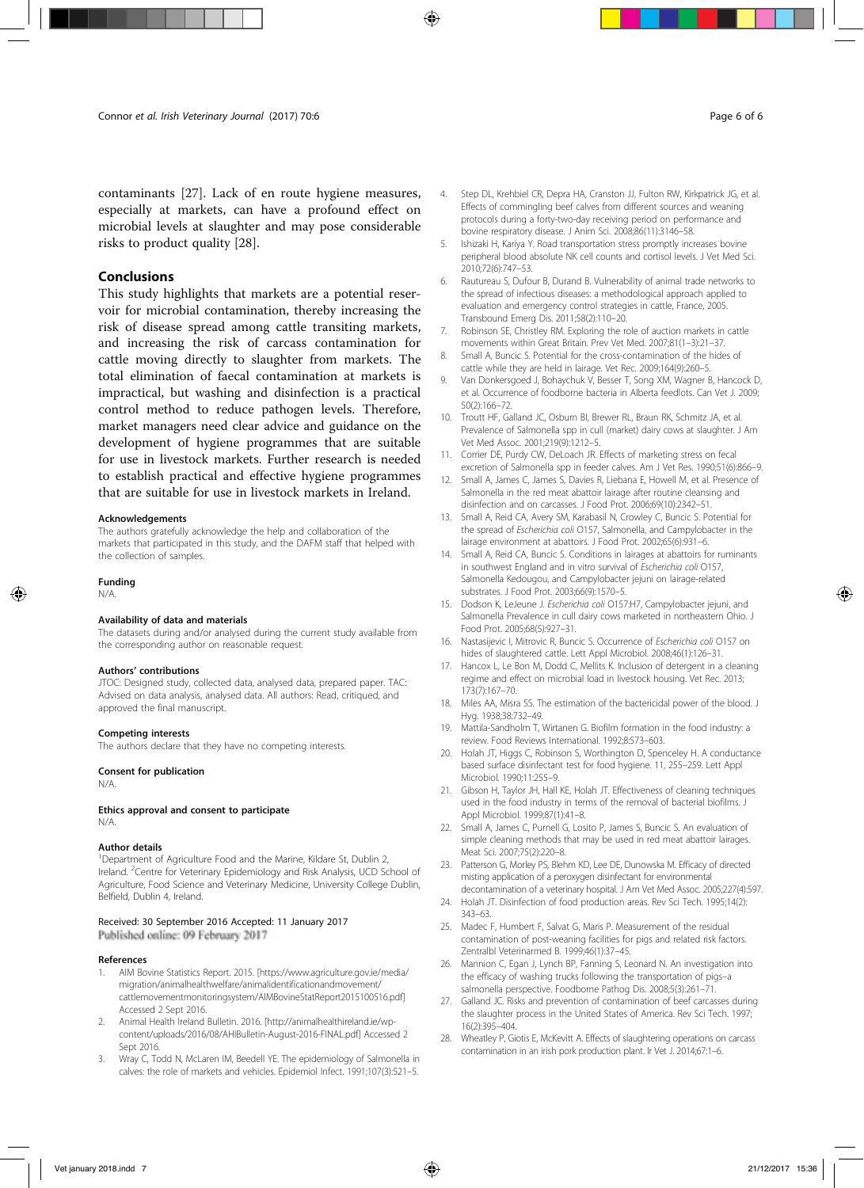contaminants [27]. Lack of en route hygiene measures, especially at markets, can have a profound effect on microbial levels at slaughter and may pose considerable risks to product quality [28].

## Conclusions

This study highlights that markets are a potential reservoir for microbial contamination, thereby increasing the risk of disease spread among cattle transiting markets, and increasing the risk of carcass contamination for cattle moving directly to slaughter from markets. The total elimination of faecal contamination at markets is impractical, but washing and disinfection is a practical control method to reduce pathogen levels. Therefore, market managers need clear advice and guidance on the development of hygiene programmes that are suitable for use in livestock markets. Further research is needed to establish practical and effective hygiene programmes that are suitable for use in livestock markets in Ireland.

### Acknowledgements

The authors gratefully acknowledge the help and collaboration of the markets that participated in this study, and the DAFM staff that helped with the collection of samples.

### Funding

N/A.

### Availability of data and materials

The datasets during and/or analysed during the current study available from the corresponding author on reasonable request.

### Authors' contributions

JTOC: Designed study, collected data, analysed data, prepared paper. TAC: Advised on data analysis, analysed data. All authors: Read, critiqued, and approved the final manuscript.

### Competing interests

The authors declare that they have no competing interests.

### Consent for publication

N/A.

### Ethics approval and consent to participate

N/A.

### Author details

[1]Department of Agriculture Food and the Marine, Kildare St, Dublin 2, Ireland. [2]Centre for Veterinary Epidemiology and Risk Analysis, UCD School of Agriculture, Food Science and Veterinary Medicine, University College Dublin, Belfield, Dublin 4, Ireland.

Received: 30 September 2016 Accepted: 11 January 2017
Published online: 09 February 2017

### References

1. AIM Bovine Statistics Report. 2015. [https://www.agriculture.gov.ie/media/migration/animalhealthwelfare/animalidentificationandmovement/cattlemovementmonitoringsystem/AIMBovineStatReport2015100516.pdf] Accessed 2 Sept 2016.
2. Animal Health Ireland Bulletin. 2016. [http://animalhealthireland.ie/wp-content/uploads/2016/08/AHIBulletin-August-2016-FINAL.pdf] Accessed 2 Sept 2016.
3. Wray C, Todd N, McLaren IM, Beedell YE. The epidemiology of Salmonella in calves: the role of markets and vehicles. Epidemiol Infect. 1991;107(3):521–5.
4. Step DL, Krehbiel CR, Depra HA, Cranston JJ, Fulton RW, Kirkpatrick JG, et al. Effects of commingling beef calves from different sources and weaning protocols during a forty-two-day receiving period on performance and bovine respiratory disease. J Anim Sci. 2008;86(11):3146–58.
5. Ishizaki H, Kariya Y. Road transportation stress promptly increases bovine peripheral blood absolute NK cell counts and cortisol levels. J Vet Med Sci. 2010;72(6):747–53.
6. Rautureau S, Dufour B, Durand B. Vulnerability of animal trade networks to the spread of infectious diseases: a methodological approach applied to evaluation and emergency control strategies in cattle, France, 2005. Transbound Emerg Dis. 2011;58(2):110–20.
7. Robinson SE, Christley RM. Exploring the role of auction markets in cattle movements within Great Britain. Prev Vet Med. 2007;81(1–3):21–37.
8. Small A, Buncic S. Potential for the cross-contamination of the hides of cattle while they are held in lairage. Vet Rec. 2009;164(9):260–5.
9. Van Donkersgoed J, Bohaychuk V, Besser T, Song XM, Wagner B, Hancock D, et al. Occurrence of foodborne bacteria in Alberta feedlots. Can Vet J. 2009; 50(2):166–72.
10. Troutt HF, Galland JC, Osburn BI, Brewer RL, Braun RK, Schmitz JA, et al. Prevalence of Salmonella spp in cull (market) dairy cows at slaughter. J Am Vet Med Assoc. 2001;219(9):1212–5.
11. Corrier DE, Purdy CW, DeLoach JR. Effects of marketing stress on fecal excretion of Salmonella spp in feeder calves. Am J Vet Res. 1990;51(6):866–9.
12. Small A, James C, James S, Davies R, Liebana E, Howell M, et al. Presence of Salmonella in the red meat abattoir lairage after routine cleansing and disinfection and on carcasses. J Food Prot. 2006;69(10):2342–51.
13. Small A, Reid CA, Avery SM, Karabasil N, Crowley C, Buncic S. Potential for the spread of *Escherichia coli* O157, Salmonella, and Campylobacter in the lairage environment at abattoirs. J Food Prot. 2002;65(6):931–6.
14. Small A, Reid CA, Buncic S. Conditions in lairages at abattoirs for ruminants in southwest England and in vitro survival of *Escherichia coli* O157, Salmonella Kedougou, and Campylobacter jejuni on lairage-related substrates. J Food Prot. 2003;66(9):1570–5.
15. Dodson K, LeJeune J. *Escherichia coli* O157:H7, Campylobacter jejuni, and Salmonella Prevalence in cull dairy cows marketed in northeastern Ohio. J Food Prot. 2005;68(5):927–31.
16. Nastasijevic I, Mitrovic R, Buncic S. Occurrence of *Escherichia coli* O157 on hides of slaughtered cattle. Lett Appl Microbiol. 2008;46(1):126–31.
17. Hancox L, Le Bon M, Dodd C, Mellits K. Inclusion of detergent in a cleaning regime and effect on microbial load in livestock housing. Vet Rec. 2013; 173(7):167–70.
18. Miles AA, Misra SS. The estimation of the bactericidal power of the blood. J Hyg. 1938;38:732–49.
19. Mattila-Sandholm T, Wirtanen G. Biofilm formation in the food industry: a review. Food Reviews International. 1992;8:573–603.
20. Holah JT, Higgs C, Robinson S, Worthington D, Spenceley H. A conductance based surface disinfectant test for food hygiene. 11, 255–259. Lett Appl Microbiol. 1990;11:255–9.
21. Gibson H, Taylor JH, Hall KE, Holah JT. Effectiveness of cleaning techniques used in the food industry in terms of the removal of bacterial biofilms. J Appl Microbiol. 1999;87(1):41–8.
22. Small A, James C, Purnell G, Losito P, James S, Buncic S. An evaluation of simple cleaning methods that may be used in red meat abattoir lairages. Meat Sci. 2007;75(2):220–8.
23. Patterson G, Morley PS, Blehm KD, Lee DE, Dunowska M. Efficacy of directed misting application of a peroxygen disinfectant for environmental decontamination of a veterinary hospital. J Am Vet Med Assoc. 2005;227(4):597.
24. Holah JT. Disinfection of food production areas. Rev Sci Tech. 1995;14(2): 343–63.
25. Madec F, Humbert F, Salvat G, Maris P. Measurement of the residual contamination of post-weaning facilities for pigs and related risk factors. Zentralbl Veterinarmed B. 1999;46(1):37–45.
26. Mannion C, Egan J, Lynch BP, Fanning S, Leonard N. An investigation into the efficacy of washing trucks following the transportation of pigs–a salmonella perspective. Foodborne Pathog Dis. 2008;5(3):261–71.
27. Galland JC. Risks and prevention of contamination of beef carcasses during the slaughter process in the United States of America. Rev Sci Tech. 1997; 16(2):395–404.
28. Wheatley P, Giotis E, McKevitt A. Effects of slaughtering operations on carcass contamination in an irish pork production plant. Ir Vet J. 2014;67:1–6.